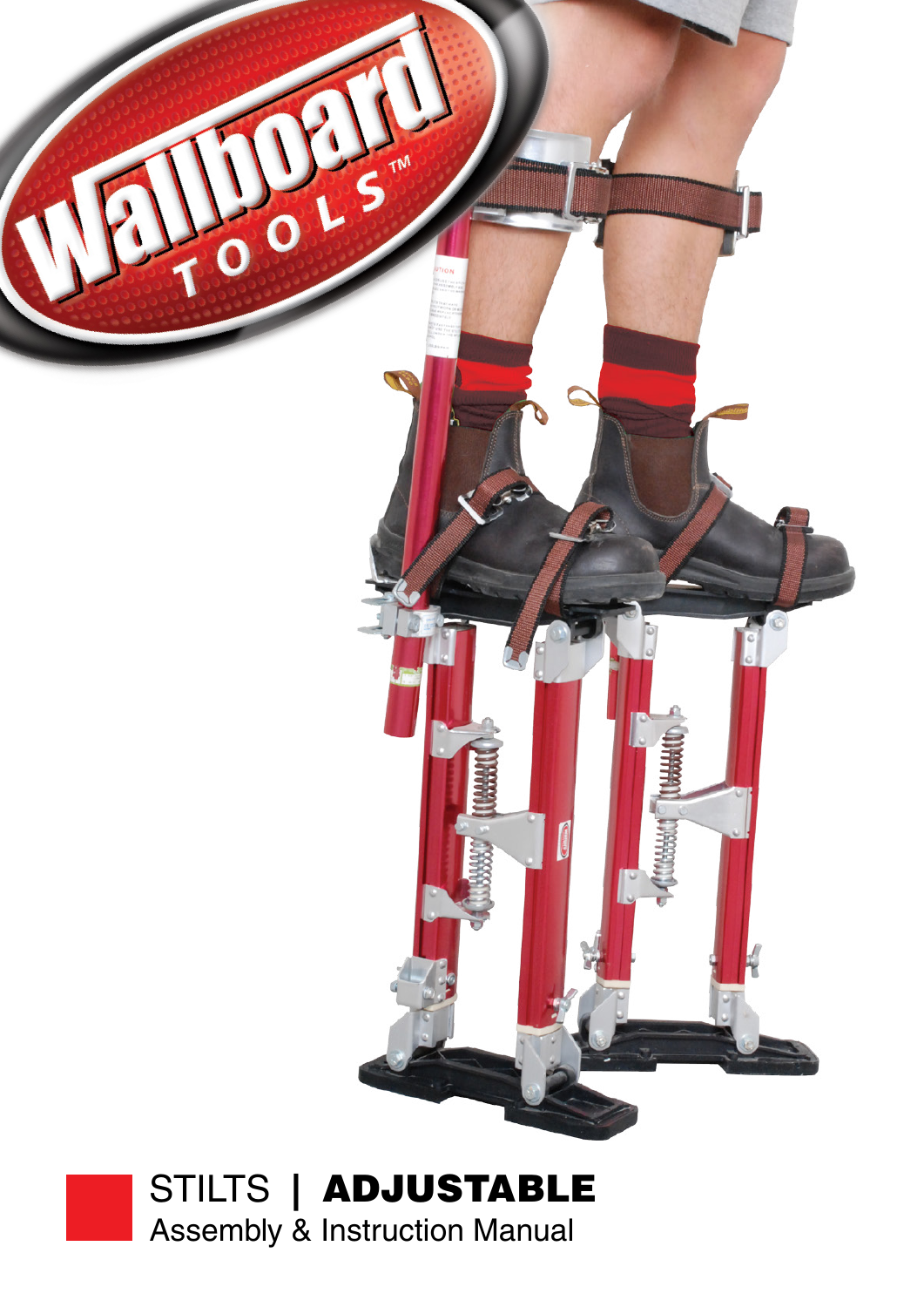Wallboard TOOLS™

# STILTS | **ADJUSTABLE**

Assembly & Instruction Manual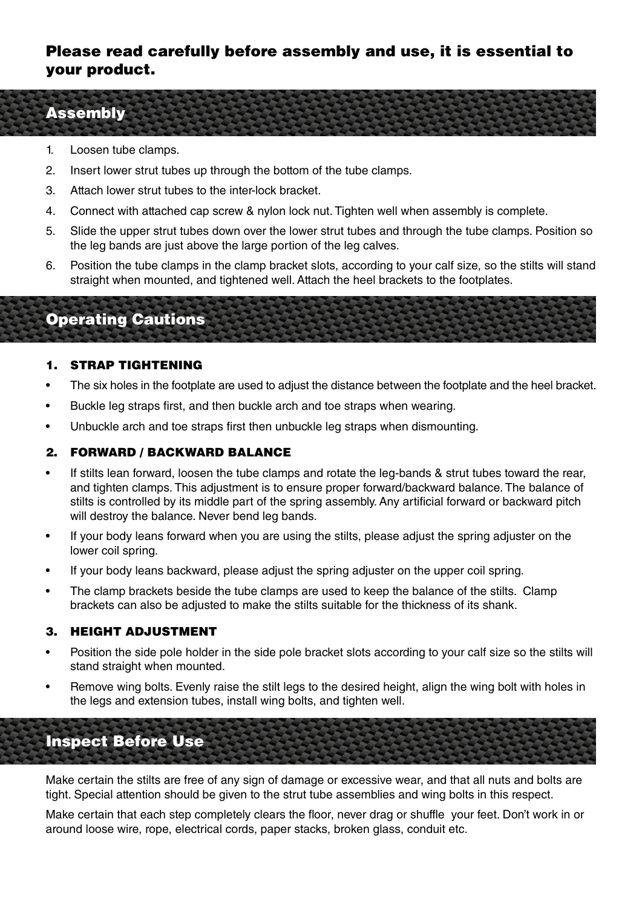**Please read carefully before assembly and use, it is essential to your product.**

## Assembly

1. Loosen tube clamps.
2. Insert lower strut tubes up through the bottom of the tube clamps.
3. Attach lower strut tubes to the inter-lock bracket.
4. Connect with attached cap screw & nylon lock nut. Tighten well when assembly is complete.
5. Slide the upper strut tubes down over the lower strut tubes and through the tube clamps. Position so the leg bands are just above the large portion of the leg calves.
6. Position the tube clamps in the clamp bracket slots, according to your calf size, so the stilts will stand straight when mounted, and tightened well. Attach the heel brackets to the footplates.

## Operating Cautions

### 1. STRAP TIGHTENING

- The six holes in the footplate are used to adjust the distance between the footplate and the heel bracket.
- Buckle leg straps first, and then buckle arch and toe straps when wearing.
- Unbuckle arch and toe straps first then unbuckle leg straps when dismounting.

### 2. FORWARD / BACKWARD BALANCE

- If stilts lean forward, loosen the tube clamps and rotate the leg-bands & strut tubes toward the rear, and tighten clamps. This adjustment is to ensure proper forward/backward balance. The balance of stilts is controlled by its middle part of the spring assembly. Any artificial forward or backward pitch will destroy the balance. Never bend leg bands.
- If your body leans forward when you are using the stilts, please adjust the spring adjuster on the lower coil spring.
- If your body leans backward, please adjust the spring adjuster on the upper coil spring.
- The clamp brackets beside the tube clamps are used to keep the balance of the stilts. Clamp brackets can also be adjusted to make the stilts suitable for the thickness of its shank.

### 3. HEIGHT ADJUSTMENT

- Position the side pole holder in the side pole bracket slots according to your calf size so the stilts will stand straight when mounted.
- Remove wing bolts. Evenly raise the stilt legs to the desired height, align the wing bolt with holes in the legs and extension tubes, install wing bolts, and tighten well.

## Inspect Before Use

Make certain the stilts are free of any sign of damage or excessive wear, and that all nuts and bolts are tight. Special attention should be given to the strut tube assemblies and wing bolts in this respect.

Make certain that each step completely clears the floor, never drag or shuffle your feet. Don't work in or around loose wire, rope, electrical cords, paper stacks, broken glass, conduit etc.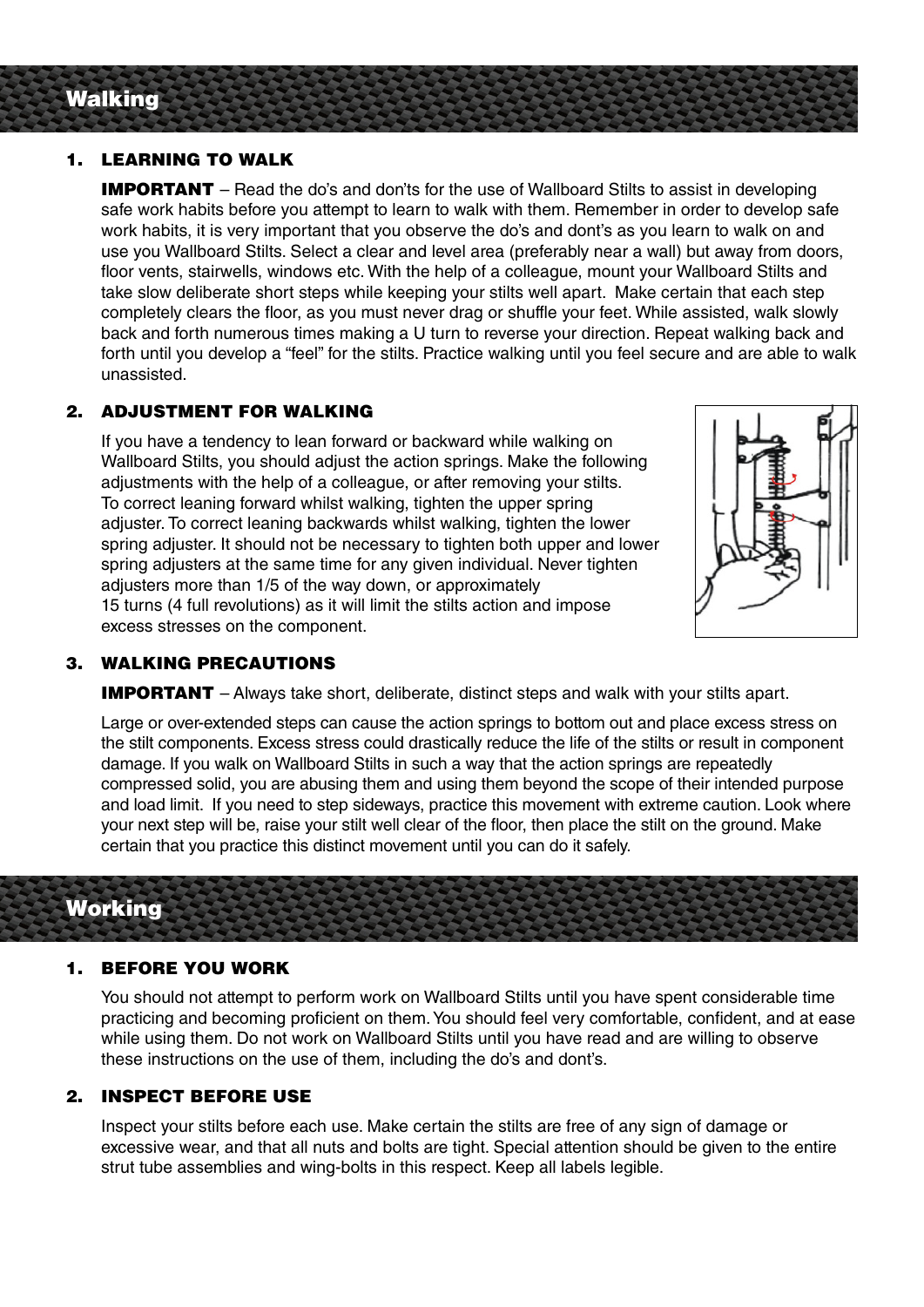## Walking

### 1. LEARNING TO WALK

**IMPORTANT** – Read the do's and don'ts for the use of Wallboard Stilts to assist in developing safe work habits before you attempt to learn to walk with them. Remember in order to develop safe work habits, it is very important that you observe the do's and dont's as you learn to walk on and use you Wallboard Stilts. Select a clear and level area (preferably near a wall) but away from doors, floor vents, stairwells, windows etc. With the help of a colleague, mount your Wallboard Stilts and take slow deliberate short steps while keeping your stilts well apart. Make certain that each step completely clears the floor, as you must never drag or shuffle your feet. While assisted, walk slowly back and forth numerous times making a U turn to reverse your direction. Repeat walking back and forth until you develop a "feel" for the stilts. Practice walking until you feel secure and are able to walk unassisted.

### 2. ADJUSTMENT FOR WALKING

If you have a tendency to lean forward or backward while walking on Wallboard Stilts, you should adjust the action springs. Make the following adjustments with the help of a colleague, or after removing your stilts. To correct leaning forward whilst walking, tighten the upper spring adjuster. To correct leaning backwards whilst walking, tighten the lower spring adjuster. It should not be necessary to tighten both upper and lower spring adjusters at the same time for any given individual. Never tighten adjusters more than 1/5 of the way down, or approximately 15 turns (4 full revolutions) as it will limit the stilts action and impose excess stresses on the component.

### 3. WALKING PRECAUTIONS

**IMPORTANT** – Always take short, deliberate, distinct steps and walk with your stilts apart.

Large or over-extended steps can cause the action springs to bottom out and place excess stress on the stilt components. Excess stress could drastically reduce the life of the stilts or result in component damage. If you walk on Wallboard Stilts in such a way that the action springs are repeatedly compressed solid, you are abusing them and using them beyond the scope of their intended purpose and load limit. If you need to step sideways, practice this movement with extreme caution. Look where your next step will be, raise your stilt well clear of the floor, then place the stilt on the ground. Make certain that you practice this distinct movement until you can do it safely.

## Working

### 1. BEFORE YOU WORK

You should not attempt to perform work on Wallboard Stilts until you have spent considerable time practicing and becoming proficient on them. You should feel very comfortable, confident, and at ease while using them. Do not work on Wallboard Stilts until you have read and are willing to observe these instructions on the use of them, including the do's and dont's.

### 2. INSPECT BEFORE USE

Inspect your stilts before each use. Make certain the stilts are free of any sign of damage or excessive wear, and that all nuts and bolts are tight. Special attention should be given to the entire strut tube assemblies and wing-bolts in this respect. Keep all labels legible.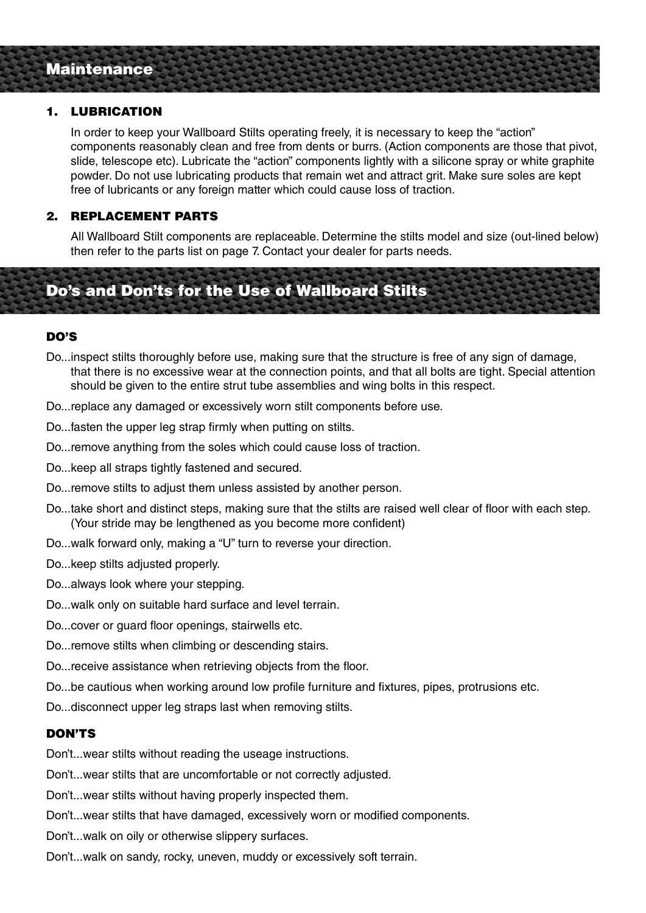## Maintenance

### 1. LUBRICATION

In order to keep your Wallboard Stilts operating freely, it is necessary to keep the "action" components reasonably clean and free from dents or burrs. (Action components are those that pivot, slide, telescope etc). Lubricate the "action" components lightly with a silicone spray or white graphite powder. Do not use lubricating products that remain wet and attract grit. Make sure soles are kept free of lubricants or any foreign matter which could cause loss of traction.

### 2. REPLACEMENT PARTS

All Wallboard Stilt components are replaceable. Determine the stilts model and size (out-lined below) then refer to the parts list on page 7. Contact your dealer for parts needs.

## Do's and Don'ts for the Use of Wallboard Stilts

### DO'S

Do...inspect stilts thoroughly before use, making sure that the structure is free of any sign of damage, that there is no excessive wear at the connection points, and that all bolts are tight. Special attention should be given to the entire strut tube assemblies and wing bolts in this respect.

Do...replace any damaged or excessively worn stilt components before use.

Do...fasten the upper leg strap firmly when putting on stilts.

Do...remove anything from the soles which could cause loss of traction.

Do...keep all straps tightly fastened and secured.

Do...remove stilts to adjust them unless assisted by another person.

Do...take short and distinct steps, making sure that the stilts are raised well clear of floor with each step. (Your stride may be lengthened as you become more confident)

Do...walk forward only, making a "U" turn to reverse your direction.

Do...keep stilts adjusted properly.

Do...always look where your stepping.

Do...walk only on suitable hard surface and level terrain.

Do...cover or guard floor openings, stairwells etc.

Do...remove stilts when climbing or descending stairs.

Do...receive assistance when retrieving objects from the floor.

Do...be cautious when working around low profile furniture and fixtures, pipes, protrusions etc.

Do...disconnect upper leg straps last when removing stilts.

### DON'TS

Don't...wear stilts without reading the useage instructions.

Don't...wear stilts that are uncomfortable or not correctly adjusted.

Don't...wear stilts without having properly inspected them.

Don't...wear stilts that have damaged, excessively worn or modified components.

Don't...walk on oily or otherwise slippery surfaces.

Don't...walk on sandy, rocky, uneven, muddy or excessively soft terrain.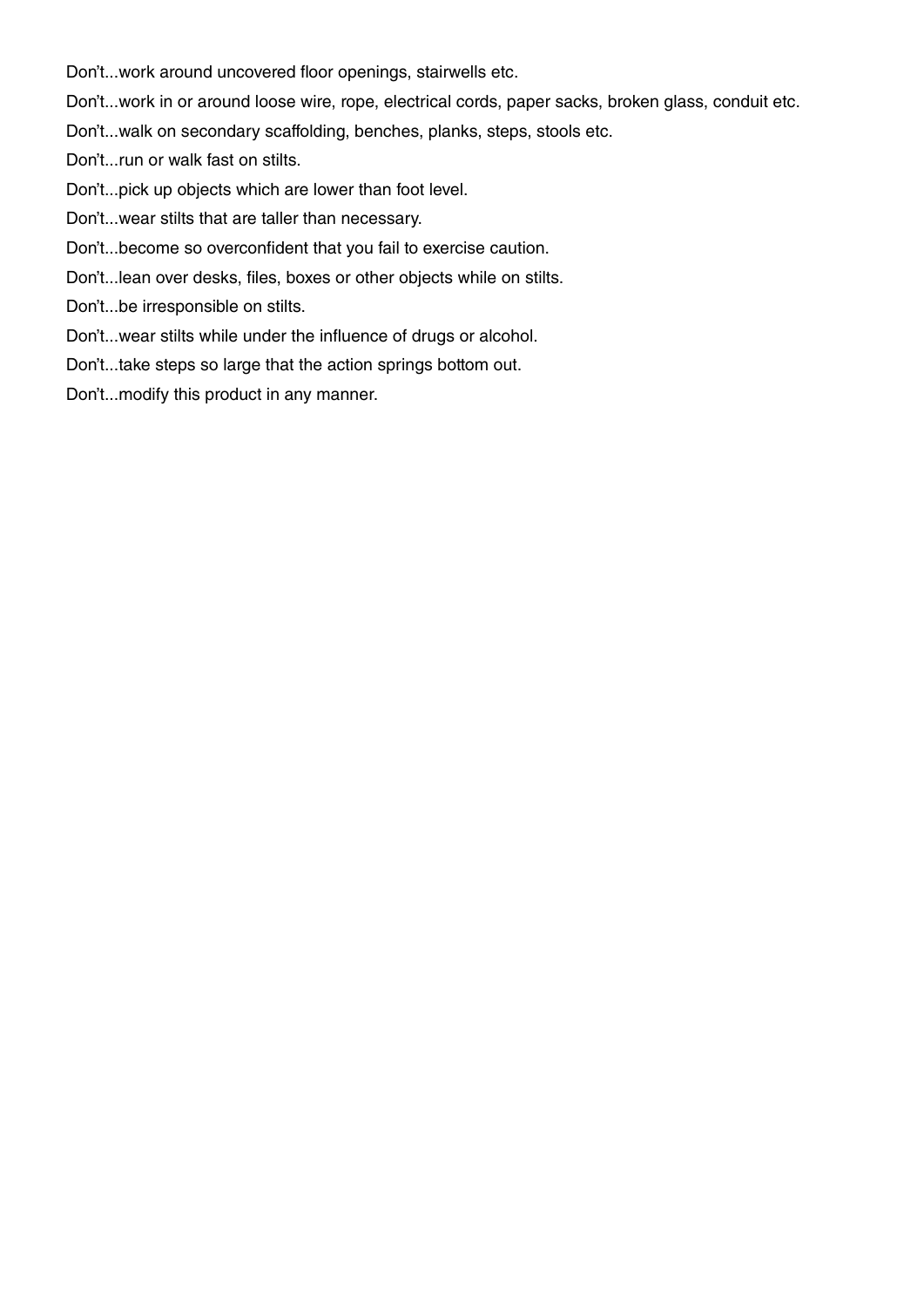Don’t...work around uncovered floor openings, stairwells etc.

Don’t...work in or around loose wire, rope, electrical cords, paper sacks, broken glass, conduit etc.

Don’t...walk on secondary scaffolding, benches, planks, steps, stools etc.

Don’t...run or walk fast on stilts.

Don’t...pick up objects which are lower than foot level.

Don’t...wear stilts that are taller than necessary.

Don’t...become so overconfident that you fail to exercise caution.

Don’t...lean over desks, files, boxes or other objects while on stilts.

Don’t...be irresponsible on stilts.

Don’t...wear stilts while under the influence of drugs or alcohol.

Don’t...take steps so large that the action springs bottom out.

Don’t...modify this product in any manner.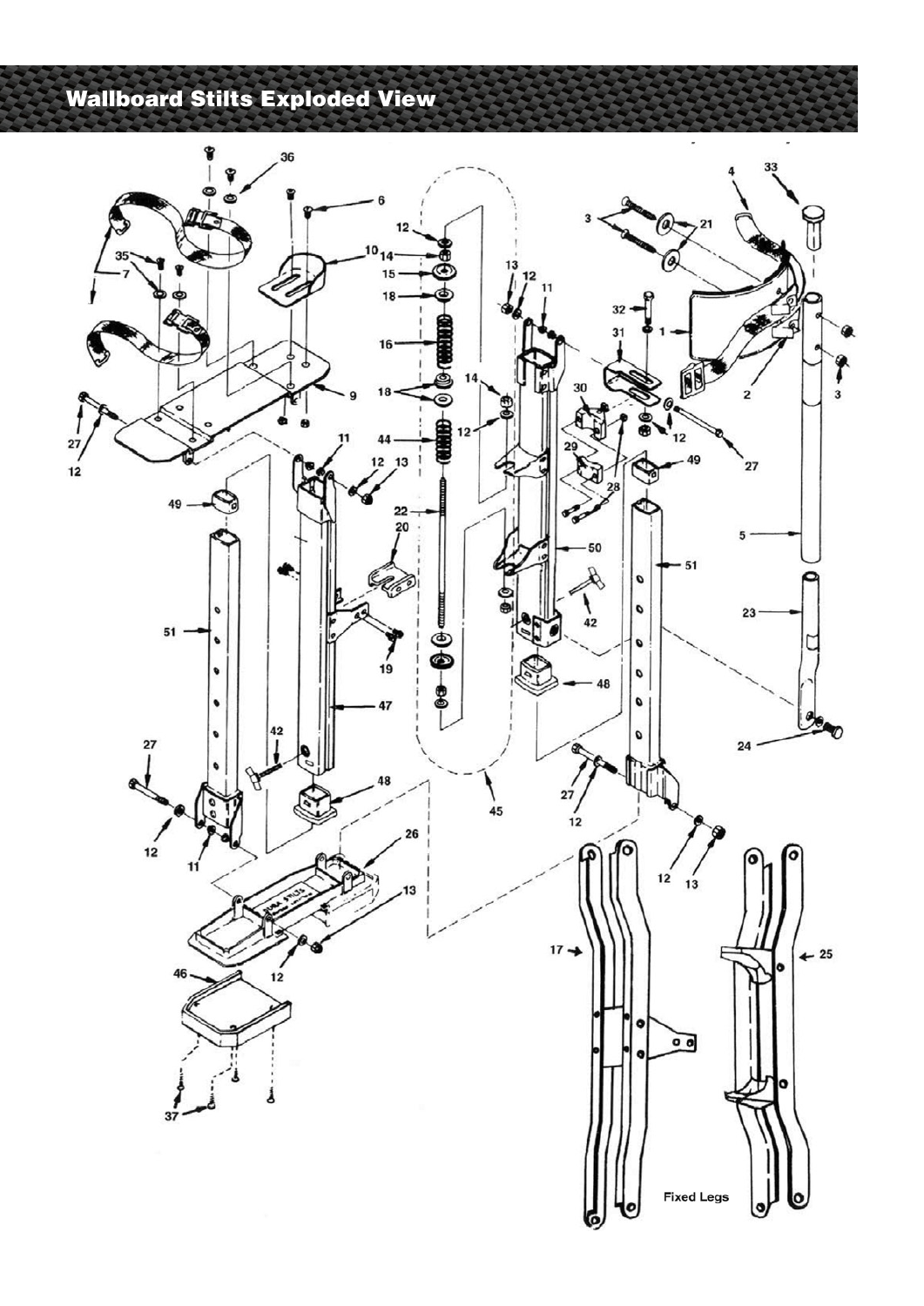# Wallboard Stilts Exploded View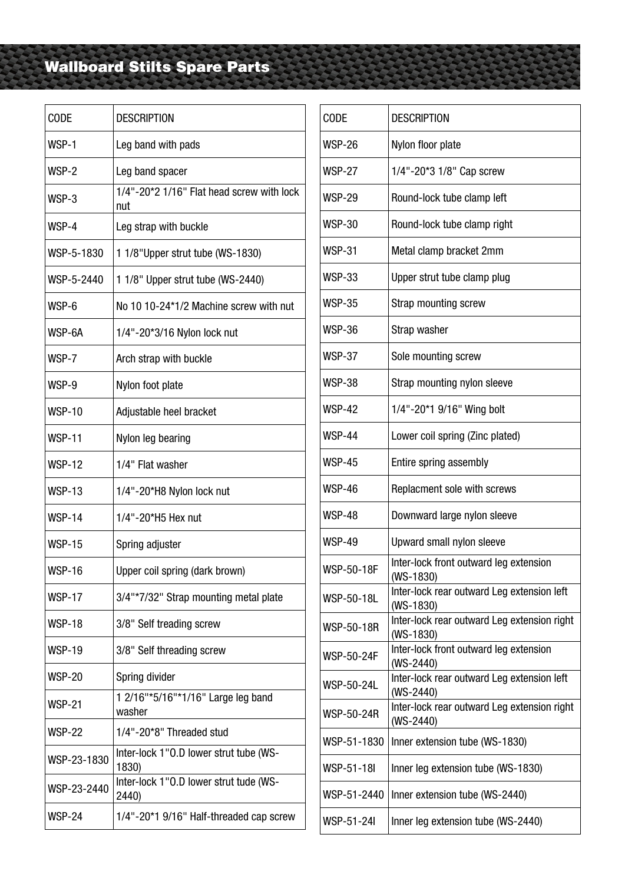## Wallboard Stilts Spare Parts

| CODE | DESCRIPTION |
| --- | --- |
| WSP-1 | Leg band with pads |
| WSP-2 | Leg band spacer |
| WSP-3 | 1/4"-20*2 1/16" Flat head screw with lock nut |
| WSP-4 | Leg strap with buckle |
| WSP-5-1830 | 1 1/8"Upper strut tube (WS-1830) |
| WSP-5-2440 | 1 1/8" Upper strut tube (WS-2440) |
| WSP-6 | No 10 10-24*1/2 Machine screw with nut |
| WSP-6A | 1/4"-20*3/16 Nylon lock nut |
| WSP-7 | Arch strap with buckle |
| WSP-9 | Nylon foot plate |
| WSP-10 | Adjustable heel bracket |
| WSP-11 | Nylon leg bearing |
| WSP-12 | 1/4" Flat washer |
| WSP-13 | 1/4"-20*H8 Nylon lock nut |
| WSP-14 | 1/4"-20*H5 Hex nut |
| WSP-15 | Spring adjuster |
| WSP-16 | Upper coil spring (dark brown) |
| WSP-17 | 3/4"*7/32" Strap mounting metal plate |
| WSP-18 | 3/8" Self treading screw |
| WSP-19 | 3/8" Self threading screw |
| WSP-20 | Spring divider |
| WSP-21 | 1 2/16"*5/16"*1/16" Large leg band washer |
| WSP-22 | 1/4"-20*8" Threaded stud |
| WSP-23-1830 | Inter-lock 1"O.D lower strut tube (WS-1830) |
| WSP-23-2440 | Inter-lock 1"O.D lower strut tude (WS-2440) |
| WSP-24 | 1/4"-20*1 9/16" Half-threaded cap screw |
| WSP-26 | Nylon floor plate |
| WSP-27 | 1/4"-20*3 1/8" Cap screw |
| WSP-29 | Round-lock tube clamp left |
| WSP-30 | Round-lock tube clamp right |
| WSP-31 | Metal clamp bracket 2mm |
| WSP-33 | Upper strut tube clamp plug |
| WSP-35 | Strap mounting screw |
| WSP-36 | Strap washer |
| WSP-37 | Sole mounting screw |
| WSP-38 | Strap mounting nylon sleeve |
| WSP-42 | 1/4"-20*1 9/16" Wing bolt |
| WSP-44 | Lower coil spring (Zinc plated) |
| WSP-45 | Entire spring assembly |
| WSP-46 | Replacment sole with screws |
| WSP-48 | Downward large nylon sleeve |
| WSP-49 | Upward small nylon sleeve |
| WSP-50-18F | Inter-lock front outward leg extension (WS-1830) |
| WSP-50-18L | Inter-lock rear outward Leg extension left (WS-1830) |
| WSP-50-18R | Inter-lock rear outward Leg extension right (WS-1830) |
| WSP-50-24F | Inter-lock front outward leg extension (WS-2440) |
| WSP-50-24L | Inter-lock rear outward Leg extension left (WS-2440) |
| WSP-50-24R | Inter-lock rear outward Leg extension right (WS-2440) |
| WSP-51-1830 | Inner extension tube (WS-1830) |
| WSP-51-18I | Inner leg extension tube (WS-1830) |
| WSP-51-2440 | Inner extension tube (WS-2440) |
| WSP-51-24I | Inner leg extension tube (WS-2440) |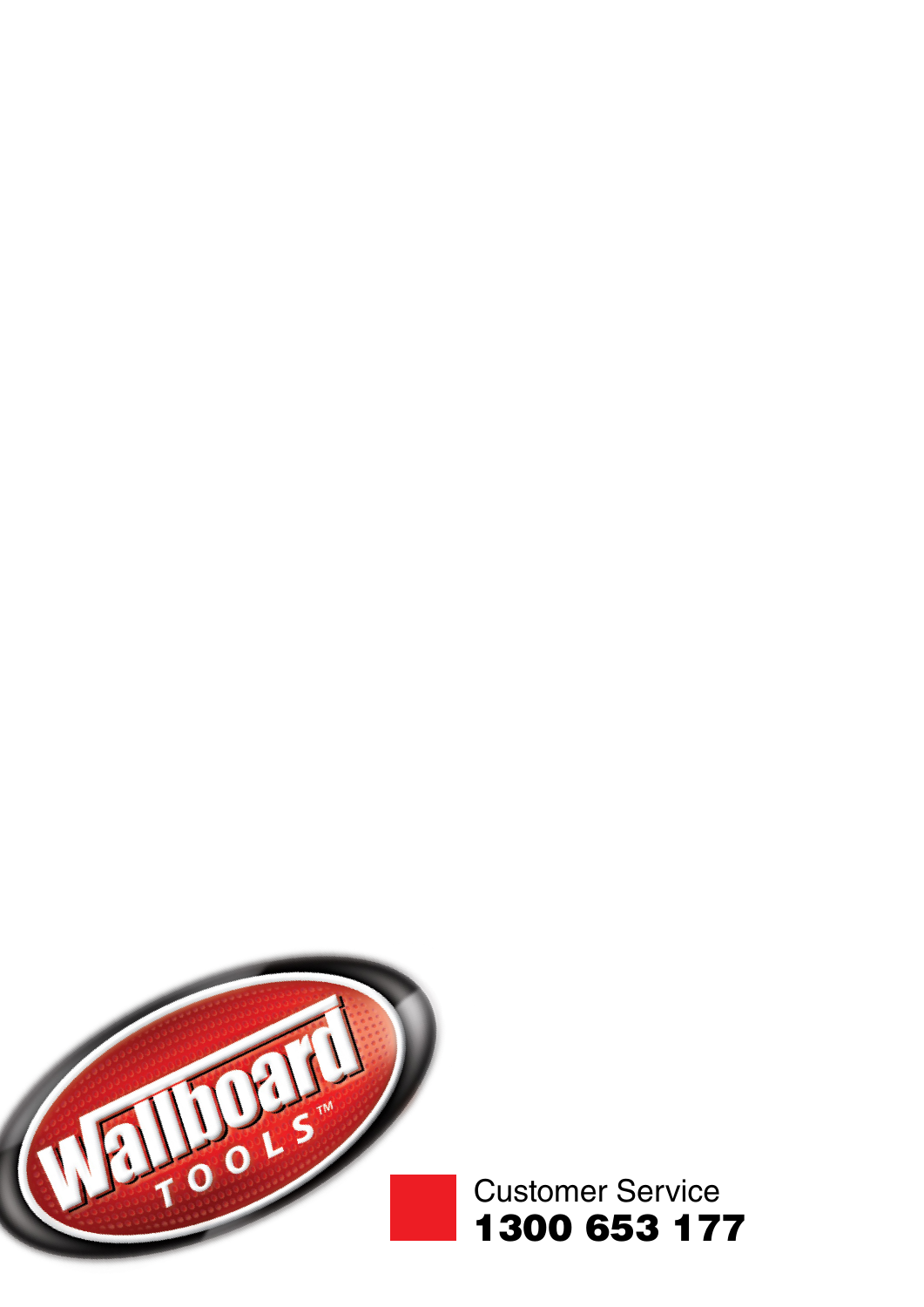Wallboard TOOLS™

Customer Service
**1300 653 177**